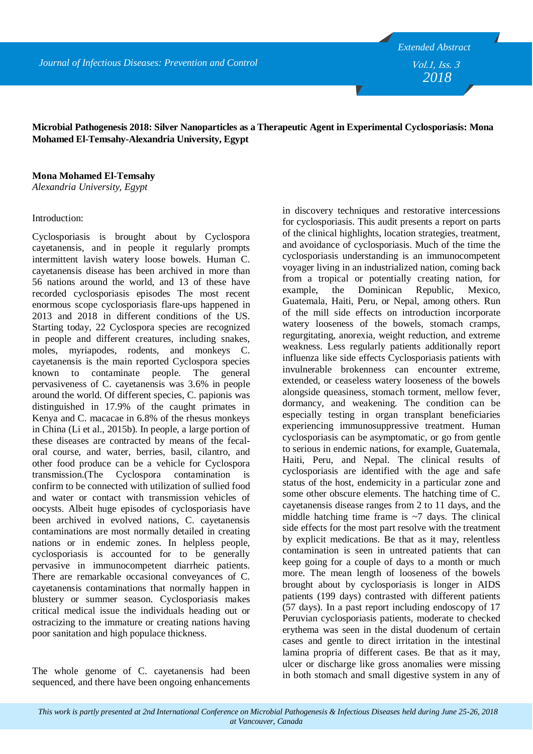**Microbial Pathogenesis 2018: Silver Nanoparticles as a Therapeutic Agent in Experimental Cyclosporiasis: Mona Mohamed El-Temsahy-Alexandria University, Egypt**

**Mona Mohamed El-Temsahy**
*Alexandria University, Egypt*

Introduction:

Cyclosporiasis is brought about by Cyclospora cayetanensis, and in people it regularly prompts intermittent lavish watery loose bowels. Human C. cayetanensis disease has been archived in more than 56 nations around the world, and 13 of these have recorded cyclosporiasis episodes The most recent enormous scope cyclosporiasis flare-ups happened in 2013 and 2018 in different conditions of the US. Starting today, 22 Cyclospora species are recognized in people and different creatures, including snakes, moles, myriapodes, rodents, and monkeys C. cayetanensis is the main reported Cyclospora species known to contaminate people. The general pervasiveness of C. cayetanensis was 3.6% in people around the world. Of different species, C. papionis was distinguished in 17.9% of the caught primates in Kenya and C. macacae in 6.8% of the rhesus monkeys in China (Li et al., 2015b). In people, a large portion of these diseases are contracted by means of the fecal-oral course, and water, berries, basil, cilantro, and other food produce can be a vehicle for Cyclospora transmission.(The Cyclospora contamination is confirm to be connected with utilization of sullied food and water or contact with transmission vehicles of oocysts. Albeit huge episodes of cyclosporiasis have been archived in evolved nations, C. cayetanensis contaminations are most normally detailed in creating nations or in endemic zones. In helpless people, cyclosporiasis is accounted for to be generally pervasive in immunocompetent diarrheic patients. There are remarkable occasional conveyances of C. cayetanensis contaminations that normally happen in blustery or summer season. Cyclosporiasis makes critical medical issue the individuals heading out or ostracizing to the immature or creating nations having poor sanitation and high populace thickness.

The whole genome of C. cayetanensis had been sequenced, and there have been ongoing enhancements in discovery techniques and restorative intercessions for cyclosporiasis. This audit presents a report on parts of the clinical highlights, location strategies, treatment, and avoidance of cyclosporiasis. Much of the time the cyclosporiasis understanding is an immunocompetent voyager living in an industrialized nation, coming back from a tropical or potentially creating nation, for example, the Dominican Republic, Mexico, Guatemala, Haiti, Peru, or Nepal, among others. Run of the mill side effects on introduction incorporate watery looseness of the bowels, stomach cramps, regurgitating, anorexia, weight reduction, and extreme weakness. Less regularly patients additionally report influenza like side effects Cyclosporiasis patients with invulnerable brokenness can encounter extreme, extended, or ceaseless watery looseness of the bowels alongside queasiness, stomach torment, mellow fever, dormancy, and weakening. The condition can be especially testing in organ transplant beneficiaries experiencing immunosuppressive treatment. Human cyclosporiasis can be asymptomatic, or go from gentle to serious in endemic nations, for example, Guatemala, Haiti, Peru, and Nepal. The clinical results of cyclosporiasis are identified with the age and safe status of the host, endemicity in a particular zone and some other obscure elements. The hatching time of C. cayetanensis disease ranges from 2 to 11 days, and the middle hatching time frame is ~7 days. The clinical side effects for the most part resolve with the treatment by explicit medications. Be that as it may, relentless contamination is seen in untreated patients that can keep going for a couple of days to a month or much more. The mean length of looseness of the bowels brought about by cyclosporiasis is longer in AIDS patients (199 days) contrasted with different patients (57 days). In a past report including endoscopy of 17 Peruvian cyclosporiasis patients, moderate to checked erythema was seen in the distal duodenum of certain cases and gentle to direct irritation in the intestinal lamina propria of different cases. Be that as it may, ulcer or discharge like gross anomalies were missing in both stomach and small digestive system in any of

*This work is partly presented at 2nd International Conference on Microbial Pathogenesis & Infectious Diseases held during June 25-26, 2018 at Vancouver, Canada*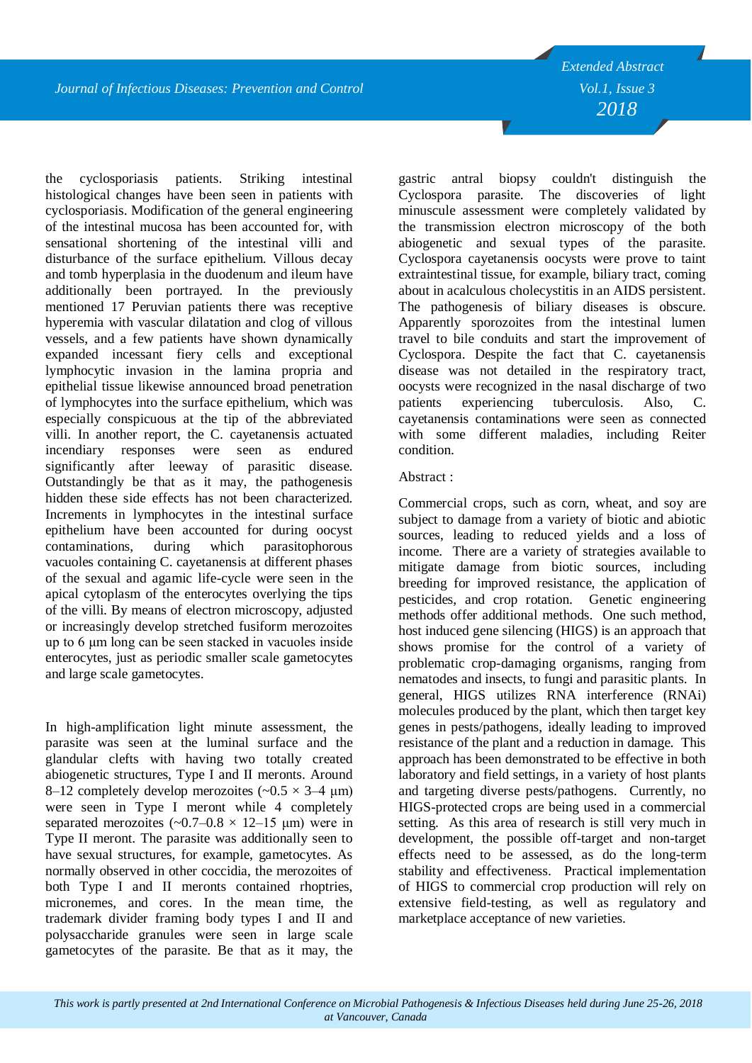the cyclosporiasis patients. Striking intestinal histological changes have been seen in patients with cyclosporiasis. Modification of the general engineering of the intestinal mucosa has been accounted for, with sensational shortening of the intestinal villi and disturbance of the surface epithelium. Villous decay and tomb hyperplasia in the duodenum and ileum have additionally been portrayed. In the previously mentioned 17 Peruvian patients there was receptive hyperemia with vascular dilatation and clog of villous vessels, and a few patients have shown dynamically expanded incessant fiery cells and exceptional lymphocytic invasion in the lamina propria and epithelial tissue likewise announced broad penetration of lymphocytes into the surface epithelium, which was especially conspicuous at the tip of the abbreviated villi. In another report, the C. cayetanensis actuated incendiary responses were seen as endured significantly after leeway of parasitic disease. Outstandingly be that as it may, the pathogenesis hidden these side effects has not been characterized. Increments in lymphocytes in the intestinal surface epithelium have been accounted for during oocyst contaminations, during which parasitophorous vacuoles containing C. cayetanensis at different phases of the sexual and agamic life-cycle were seen in the apical cytoplasm of the enterocytes overlying the tips of the villi. By means of electron microscopy, adjusted or increasingly develop stretched fusiform merozoites up to 6 µm long can be seen stacked in vacuoles inside enterocytes, just as periodic smaller scale gametocytes and large scale gametocytes.

In high-amplification light minute assessment, the parasite was seen at the luminal surface and the glandular clefts with having two totally created abiogenetic structures, Type I and II meronts. Around 8–12 completely develop merozoites (~0.5 × 3–4 µm) were seen in Type I meront while 4 completely separated merozoites (~0.7–0.8 × 12–15 µm) were in Type II meront. The parasite was additionally seen to have sexual structures, for example, gametocytes. As normally observed in other coccidia, the merozoites of both Type I and II meronts contained rhoptries, micronemes, and cores. In the mean time, the trademark divider framing body types I and II and polysaccharide granules were seen in large scale gametocytes of the parasite. Be that as it may, the gastric antral biopsy couldn't distinguish the Cyclospora parasite. The discoveries of light minuscule assessment were completely validated by the transmission electron microscopy of the both abiogenetic and sexual types of the parasite. Cyclospora cayetanensis oocysts were prove to taint extraintestinal tissue, for example, biliary tract, coming about in acalculous cholecystitis in an AIDS persistent. The pathogenesis of biliary diseases is obscure. Apparently sporozoites from the intestinal lumen travel to bile conduits and start the improvement of Cyclospora. Despite the fact that C. cayetanensis disease was not detailed in the respiratory tract, oocysts were recognized in the nasal discharge of two patients experiencing tuberculosis. Also, C. cayetanensis contaminations were seen as connected with some different maladies, including Reiter condition.

Abstract :

Commercial crops, such as corn, wheat, and soy are subject to damage from a variety of biotic and abiotic sources, leading to reduced yields and a loss of income. There are a variety of strategies available to mitigate damage from biotic sources, including breeding for improved resistance, the application of pesticides, and crop rotation. Genetic engineering methods offer additional methods. One such method, host induced gene silencing (HIGS) is an approach that shows promise for the control of a variety of problematic crop-damaging organisms, ranging from nematodes and insects, to fungi and parasitic plants. In general, HIGS utilizes RNA interference (RNAi) molecules produced by the plant, which then target key genes in pests/pathogens, ideally leading to improved resistance of the plant and a reduction in damage. This approach has been demonstrated to be effective in both laboratory and field settings, in a variety of host plants and targeting diverse pests/pathogens. Currently, no HIGS-protected crops are being used in a commercial setting. As this area of research is still very much in development, the possible off-target and non-target effects need to be assessed, as do the long-term stability and effectiveness. Practical implementation of HIGS to commercial crop production will rely on extensive field-testing, as well as regulatory and marketplace acceptance of new varieties.

*This work is partly presented at 2nd International Conference on Microbial Pathogenesis & Infectious Diseases held during June 25-26, 2018 at Vancouver, Canada*